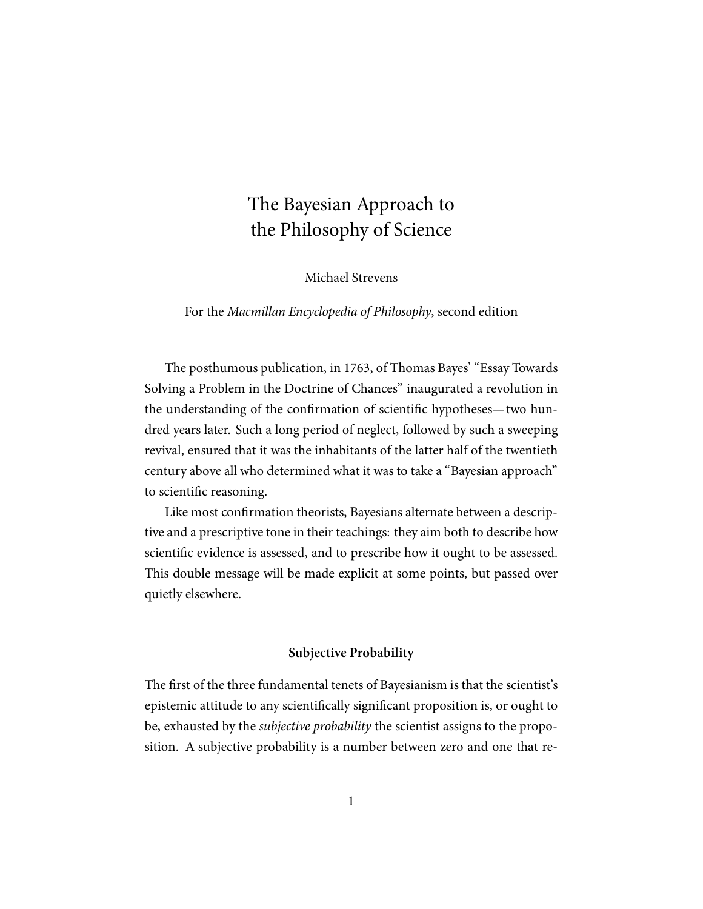# The Bayesian Approach to the Philosophy of Science

Michael Strevens

For the *Macmillan Encyclopedia of Philosophy*, second edition

The posthumous publication, in 1763, of Thomas Bayes' "Essay Towards Solving a Problem in the Doctrine of Chances" inaugurated a revolution in the understanding of the confirmation of scientific hypotheses—two hundred years later. Such a long period of neglect, followed by such a sweeping revival, ensured that it was the inhabitants of the latter half of the twentieth century above all who determined what it was to take a "Bayesian approach" to scientific reasoning.

Like most confirmation theorists, Bayesians alternate between a descriptive and a prescriptive tone in their teachings: they aim both to describe how scientific evidence is assessed, and to prescribe how it ought to be assessed. This double message will be made explicit at some points, but passed over quietly elsewhere.

## Subjective Probability

The first of the three fundamental tenets of Bayesianism is that the scientist's epistemic attitude to any scientifically significant proposition is, or ought to be, exhausted by the *subjective probability* the scientist assigns to the proposition. A subjective probability is a number between zero and one that re-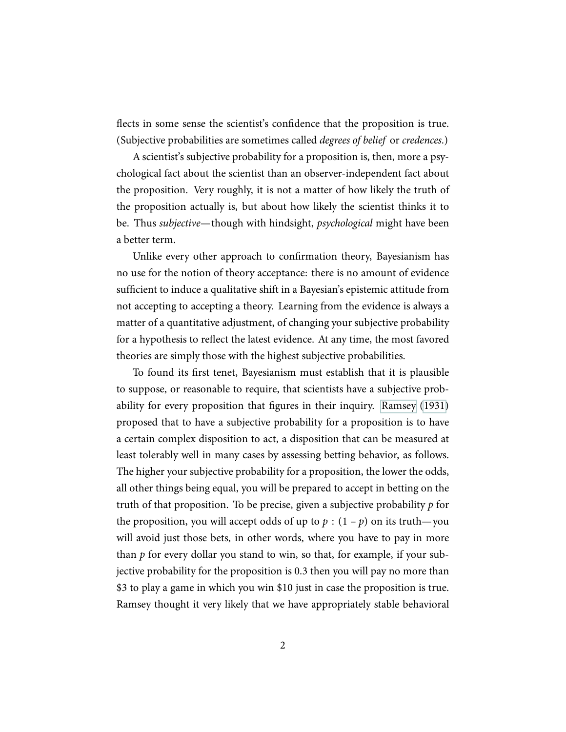flects in some sense the scientist's confidence that the proposition is true. (Subjective probabilities are sometimes called *degrees of belief* or *credences*.)

A scientist's subjective probability for a proposition is, then, more a psychological fact about the scientist than an observer-independent fact about the proposition. Very roughly, it is not a matter of how likely the truth of the proposition actually is, but about how likely the scientist thinks it to be. Thus *subjective*—though with hindsight, *psychological* might have been a better term.

Unlike every other approach to confirmation theory, Bayesianism has no use for the notion of theory acceptance: there is no amount of evidence sufficient to induce a qualitative shift in a Bayesian's epistemic attitude from not accepting to accepting a theory. Learning from the evidence is always a matter of a quantitative adjustment, of changing your subjective probability for a hypothesis to reflect the latest evidence. At any time, the most favored theories are simply those with the highest subjective probabilities.

To found its first tenet, Bayesianism must establish that it is plausible to suppose, or reasonable to require, that scientists have a subjective probability for every proposition that figures in their inquiry. Ramsey (1931) proposed that to have a subjective probability for a proposition is to have a certain complex disposition to act, a disposition that can be measured at least tolerably well in many cases by assessing betting behavior, as follows. The higher your subjective probability for a proposition, the lower the odds, all other things being equal, you will be prepared to accept in betting on the truth of that proposition. To be precise, given a subjective probability $p$ for the proposition, you will accept odds of up to $p : (1 - p)$ on its truth—you will avoid just those bets, in other words, where you have to pay in more than $p$ for every dollar you stand to win, so that, for example, if your subjective probability for the proposition is 0.3 then you will pay no more than \$3 to play a game in which you win \$10 just in case the proposition is true. Ramsey thought it very likely that we have appropriately stable behavioral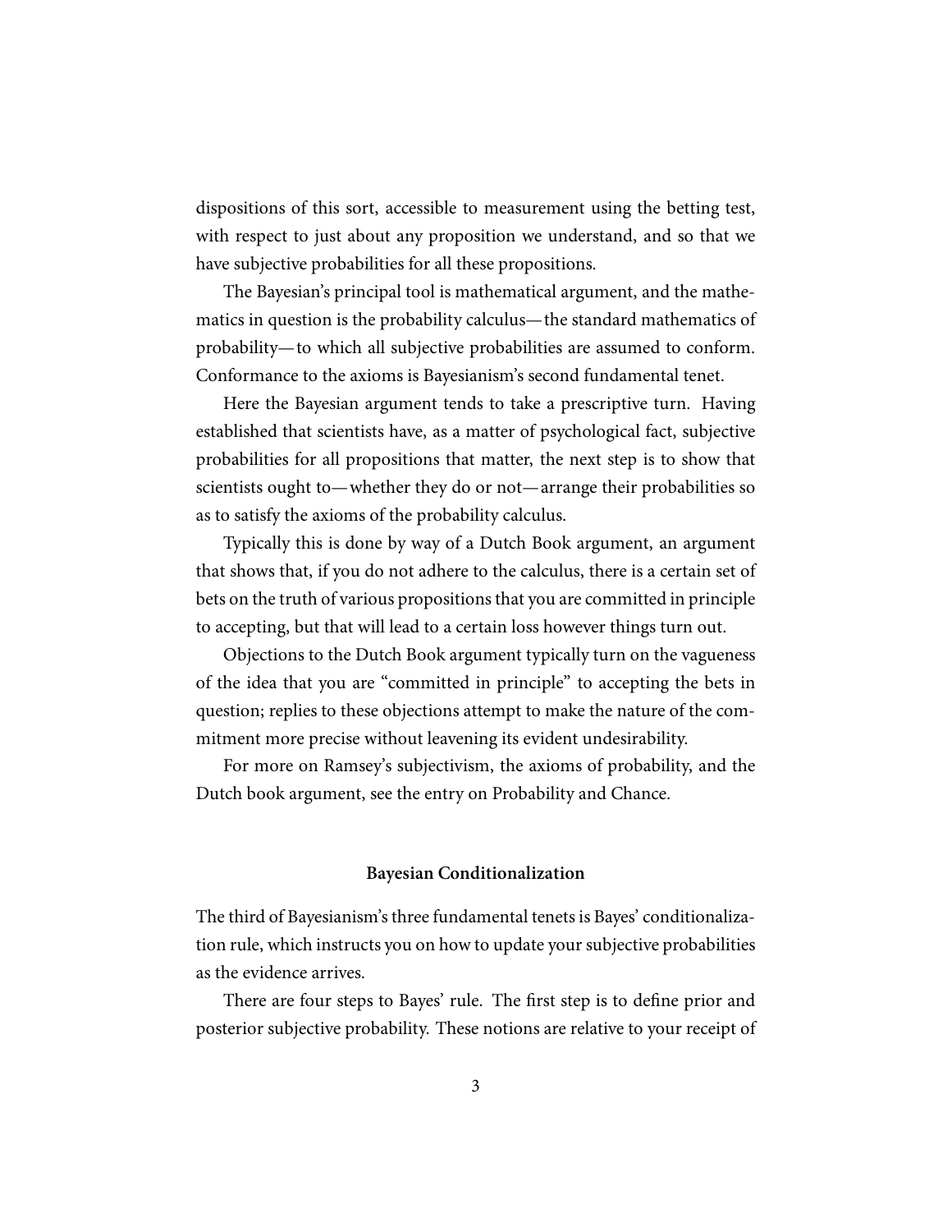dispositions of this sort, accessible to measurement using the betting test, with respect to just about any proposition we understand, and so that we have subjective probabilities for all these propositions.

The Bayesian's principal tool is mathematical argument, and the mathematics in question is the probability calculus—the standard mathematics of probability—to which all subjective probabilities are assumed to conform. Conformance to the axioms is Bayesianism's second fundamental tenet.

Here the Bayesian argument tends to take a prescriptive turn. Having established that scientists have, as a matter of psychological fact, subjective probabilities for all propositions that matter, the next step is to show that scientists ought to—whether they do or not—arrange their probabilities so as to satisfy the axioms of the probability calculus.

Typically this is done by way of a Dutch Book argument, an argument that shows that, if you do not adhere to the calculus, there is a certain set of bets on the truth of various propositions that you are committed in principle to accepting, but that will lead to a certain loss however things turn out.

Objections to the Dutch Book argument typically turn on the vagueness of the idea that you are "committed in principle" to accepting the bets in question; replies to these objections attempt to make the nature of the commitment more precise without leavening its evident undesirability.

For more on Ramsey's subjectivism, the axioms of probability, and the Dutch book argument, see the entry on Probability and Chance.

## Bayesian Conditionalization

The third of Bayesianism's three fundamental tenets is Bayes' conditionalization rule, which instructs you on how to update your subjective probabilities as the evidence arrives.

There are four steps to Bayes' rule. The first step is to define prior and posterior subjective probability. These notions are relative to your receipt of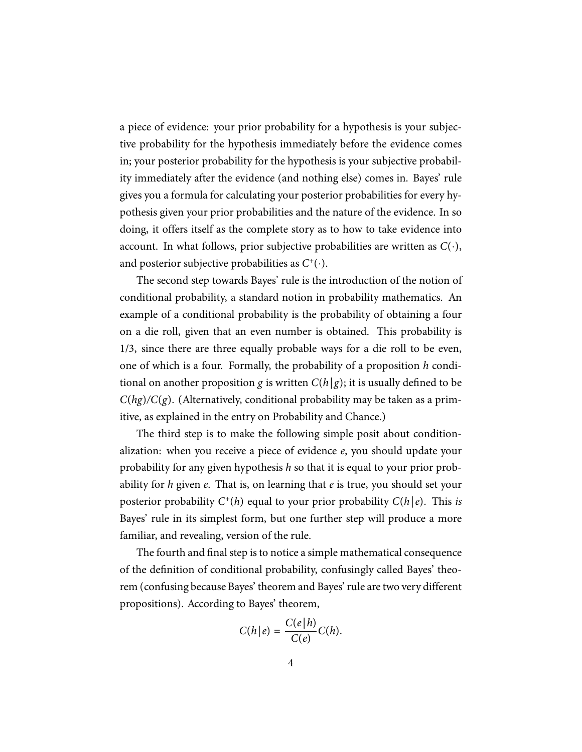a piece of evidence: your prior probability for a hypothesis is your subjective probability for the hypothesis immediately before the evidence comes in; your posterior probability for the hypothesis is your subjective probability immediately after the evidence (and nothing else) comes in. Bayes' rule gives you a formula for calculating your posterior probabilities for every hypothesis given your prior probabilities and the nature of the evidence. In so doing, it offers itself as the complete story as to how to take evidence into account. In what follows, prior subjective probabilities are written as $C(\cdot)$, and posterior subjective probabilities as $C^{+}(\cdot)$.

The second step towards Bayes' rule is the introduction of the notion of conditional probability, a standard notion in probability mathematics. An example of a conditional probability is the probability of obtaining a four on a die roll, given that an even number is obtained. This probability is 1/3, since there are three equally probable ways for a die roll to be even, one of which is a four. Formally, the probability of a proposition $h$ conditional on another proposition $g$ is written $C(h|g)$; it is usually defined to be $C(hg)/C(g)$. (Alternatively, conditional probability may be taken as a primitive, as explained in the entry on Probability and Chance.)

The third step is to make the following simple posit about conditionalization: when you receive a piece of evidence $e$, you should update your probability for any given hypothesis $h$ so that it is equal to your prior probability for $h$ given $e$. That is, on learning that $e$ is true, you should set your posterior probability $C^{+}(h)$ equal to your prior probability $C(h|e)$. This *is* Bayes' rule in its simplest form, but one further step will produce a more familiar, and revealing, version of the rule.

The fourth and final step is to notice a simple mathematical consequence of the definition of conditional probability, confusingly called Bayes' theorem (confusing because Bayes' theorem and Bayes' rule are two very different propositions). According to Bayes' theorem,

$$C(h|e) = \frac{C(e|h)}{C(e)} C(h).$$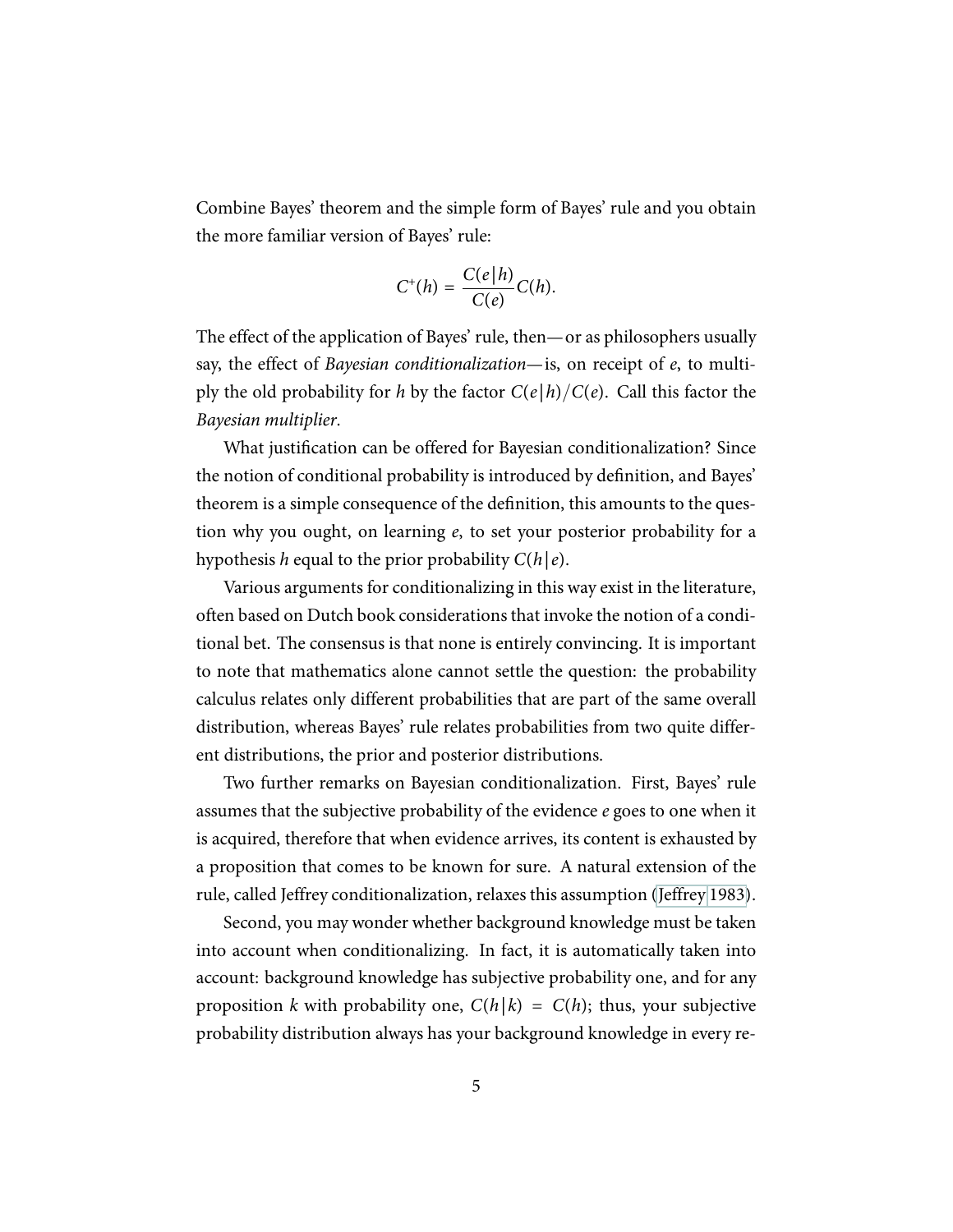Combine Bayes' theorem and the simple form of Bayes' rule and you obtain the more familiar version of Bayes' rule:

$$C^{+}(h) = \frac{C(e|h)}{C(e)} C(h).$$

The effect of the application of Bayes' rule, then—or as philosophers usually say, the effect of *Bayesian conditionalization*—is, on receipt of $e$, to multiply the old probability for $h$ by the factor $C(e|h)/C(e)$. Call this factor the *Bayesian multiplier*.

What justification can be offered for Bayesian conditionalization? Since the notion of conditional probability is introduced by definition, and Bayes' theorem is a simple consequence of the definition, this amounts to the question why you ought, on learning $e$, to set your posterior probability for a hypothesis $h$ equal to the prior probability $C(h|e)$.

Various arguments for conditionalizing in this way exist in the literature, often based on Dutch book considerations that invoke the notion of a conditional bet. The consensus is that none is entirely convincing. It is important to note that mathematics alone cannot settle the question: the probability calculus relates only different probabilities that are part of the same overall distribution, whereas Bayes' rule relates probabilities from two quite different distributions, the prior and posterior distributions.

Two further remarks on Bayesian conditionalization. First, Bayes' rule assumes that the subjective probability of the evidence $e$ goes to one when it is acquired, therefore that when evidence arrives, its content is exhausted by a proposition that comes to be known for sure. A natural extension of the rule, called Jeffrey conditionalization, relaxes this assumption (Jeffrey 1983).

Second, you may wonder whether background knowledge must be taken into account when conditionalizing. In fact, it is automatically taken into account: background knowledge has subjective probability one, and for any proposition $k$ with probability one, $C(h|k) = C(h)$; thus, your subjective probability distribution always has your background knowledge in every re-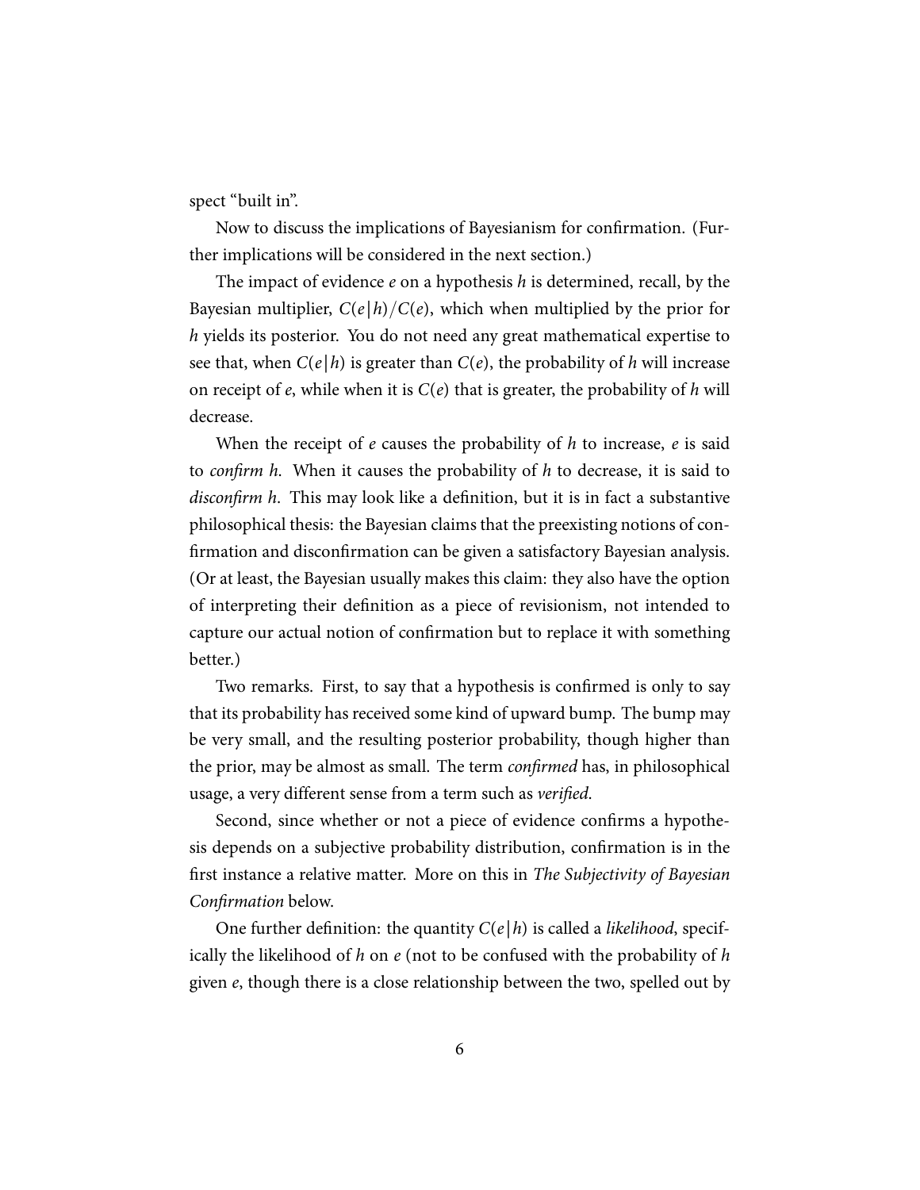spect "built in".

Now to discuss the implications of Bayesianism for confirmation. (Further implications will be considered in the next section.)

The impact of evidence $e$ on a hypothesis $h$ is determined, recall, by the Bayesian multiplier, $C(e|h)/C(e)$, which when multiplied by the prior for $h$ yields its posterior. You do not need any great mathematical expertise to see that, when $C(e|h)$ is greater than $C(e)$, the probability of $h$ will increase on receipt of $e$, while when it is $C(e)$ that is greater, the probability of $h$ will decrease.

When the receipt of $e$ causes the probability of $h$ to increase, $e$ is said to *confirm h*. When it causes the probability of $h$ to decrease, it is said to *disconfirm h*. This may look like a definition, but it is in fact a substantive philosophical thesis: the Bayesian claims that the preexisting notions of confirmation and disconfirmation can be given a satisfactory Bayesian analysis. (Or at least, the Bayesian usually makes this claim: they also have the option of interpreting their definition as a piece of revisionism, not intended to capture our actual notion of confirmation but to replace it with something better.)

Two remarks. First, to say that a hypothesis is confirmed is only to say that its probability has received some kind of upward bump. The bump may be very small, and the resulting posterior probability, though higher than the prior, may be almost as small. The term *confirmed* has, in philosophical usage, a very different sense from a term such as *verified*.

Second, since whether or not a piece of evidence confirms a hypothesis depends on a subjective probability distribution, confirmation is in the first instance a relative matter. More on this in *The Subjectivity of Bayesian Confirmation* below.

One further definition: the quantity $C(e|h)$ is called a *likelihood*, specifically the likelihood of $h$ on $e$ (not to be confused with the probability of $h$ given $e$, though there is a close relationship between the two, spelled out by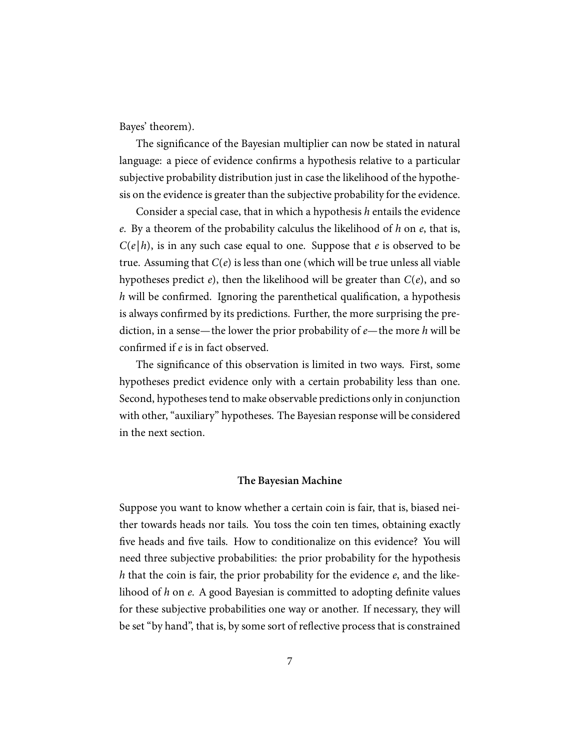Bayes' theorem).

The significance of the Bayesian multiplier can now be stated in natural language: a piece of evidence confirms a hypothesis relative to a particular subjective probability distribution just in case the likelihood of the hypothesis on the evidence is greater than the subjective probability for the evidence.

Consider a special case, that in which a hypothesis $h$ entails the evidence $e$. By a theorem of the probability calculus the likelihood of $h$ on $e$, that is, $C(e|h)$, is in any such case equal to one. Suppose that $e$ is observed to be true. Assuming that $C(e)$ is less than one (which will be true unless all viable hypotheses predict $e$), then the likelihood will be greater than $C(e)$, and so $h$ will be confirmed. Ignoring the parenthetical qualification, a hypothesis is always confirmed by its predictions. Further, the more surprising the prediction, in a sense—the lower the prior probability of $e$—the more $h$ will be confirmed if $e$ is in fact observed.

The significance of this observation is limited in two ways. First, some hypotheses predict evidence only with a certain probability less than one. Second, hypotheses tend to make observable predictions only in conjunction with other, "auxiliary" hypotheses. The Bayesian response will be considered in the next section.

### The Bayesian Machine

Suppose you want to know whether a certain coin is fair, that is, biased neither towards heads nor tails. You toss the coin ten times, obtaining exactly five heads and five tails. How to conditionalize on this evidence? You will need three subjective probabilities: the prior probability for the hypothesis $h$ that the coin is fair, the prior probability for the evidence $e$, and the likelihood of $h$ on $e$. A good Bayesian is committed to adopting definite values for these subjective probabilities one way or another. If necessary, they will be set "by hand", that is, by some sort of reflective process that is constrained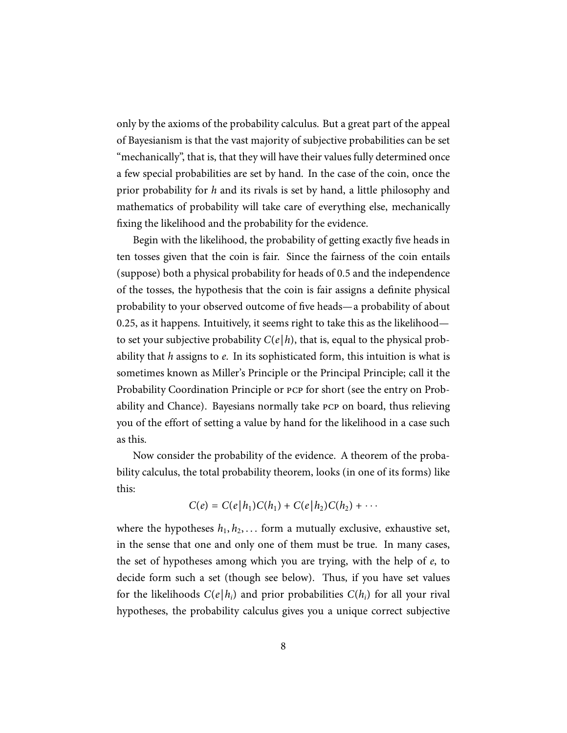only by the axioms of the probability calculus. But a great part of the appeal of Bayesianism is that the vast majority of subjective probabilities can be set "mechanically", that is, that they will have their values fully determined once a few special probabilities are set by hand. In the case of the coin, once the prior probability for $h$ and its rivals is set by hand, a little philosophy and mathematics of probability will take care of everything else, mechanically fixing the likelihood and the probability for the evidence.

Begin with the likelihood, the probability of getting exactly five heads in ten tosses given that the coin is fair. Since the fairness of the coin entails (suppose) both a physical probability for heads of 0.5 and the independence of the tosses, the hypothesis that the coin is fair assigns a definite physical probability to your observed outcome of five heads—a probability of about 0.25, as it happens. Intuitively, it seems right to take this as the likelihood—to set your subjective probability $C(e|h)$, that is, equal to the physical probability that $h$ assigns to $e$. In its sophisticated form, this intuition is what is sometimes known as Miller's Principle or the Principal Principle; call it the Probability Coordination Principle or PCP for short (see the entry on Probability and Chance). Bayesians normally take PCP on board, thus relieving you of the effort of setting a value by hand for the likelihood in a case such as this.

Now consider the probability of the evidence. A theorem of the probability calculus, the total probability theorem, looks (in one of its forms) like this:

$$C(e) = C(e|h_1)C(h_1) + C(e|h_2)C(h_2) + \cdots$$

where the hypotheses $h_1, h_2, \ldots$ form a mutually exclusive, exhaustive set, in the sense that one and only one of them must be true. In many cases, the set of hypotheses among which you are trying, with the help of $e$, to decide form such a set (though see below). Thus, if you have set values for the likelihoods $C(e|h_i)$ and prior probabilities $C(h_i)$ for all your rival hypotheses, the probability calculus gives you a unique correct subjective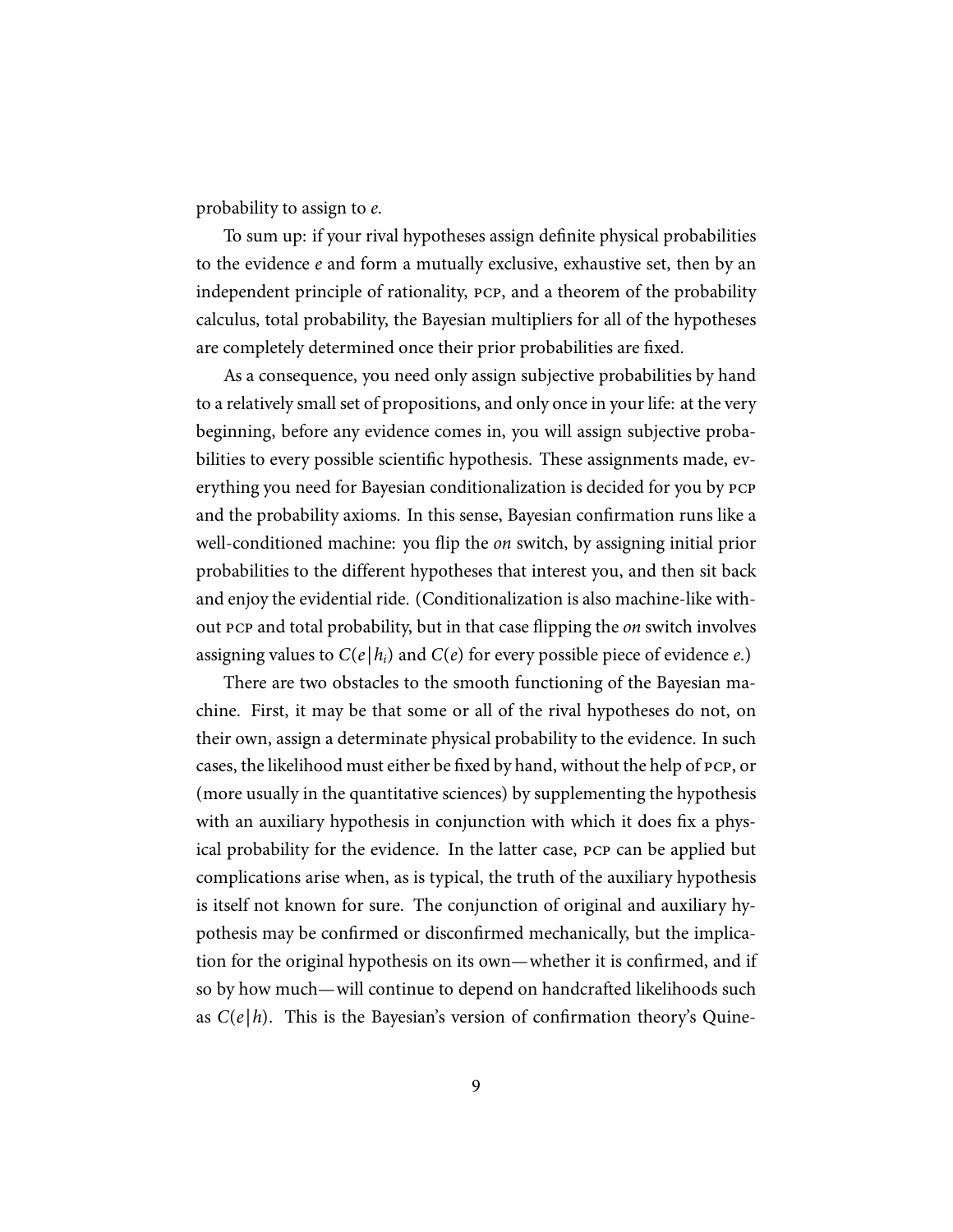probability to assign to *e*.

To sum up: if your rival hypotheses assign definite physical probabilities to the evidence *e* and form a mutually exclusive, exhaustive set, then by an independent principle of rationality, PCP, and a theorem of the probability calculus, total probability, the Bayesian multipliers for all of the hypotheses are completely determined once their prior probabilities are fixed.

As a consequence, you need only assign subjective probabilities by hand to a relatively small set of propositions, and only once in your life: at the very beginning, before any evidence comes in, you will assign subjective probabilities to every possible scientific hypothesis. These assignments made, everything you need for Bayesian conditionalization is decided for you by PCP and the probability axioms. In this sense, Bayesian confirmation runs like a well-conditioned machine: you flip the *on* switch, by assigning initial prior probabilities to the different hypotheses that interest you, and then sit back and enjoy the evidential ride. (Conditionalization is also machine-like without PCP and total probability, but in that case flipping the *on* switch involves assigning values to $C(e|h_i)$ and $C(e)$ for every possible piece of evidence *e*.)

There are two obstacles to the smooth functioning of the Bayesian machine. First, it may be that some or all of the rival hypotheses do not, on their own, assign a determinate physical probability to the evidence. In such cases, the likelihood must either be fixed by hand, without the help of PCP, or (more usually in the quantitative sciences) by supplementing the hypothesis with an auxiliary hypothesis in conjunction with which it does fix a physical probability for the evidence. In the latter case, PCP can be applied but complications arise when, as is typical, the truth of the auxiliary hypothesis is itself not known for sure. The conjunction of original and auxiliary hypothesis may be confirmed or disconfirmed mechanically, but the implication for the original hypothesis on its own—whether it is confirmed, and if so by how much—will continue to depend on handcrafted likelihoods such as $C(e|h)$. This is the Bayesian's version of confirmation theory's Quine-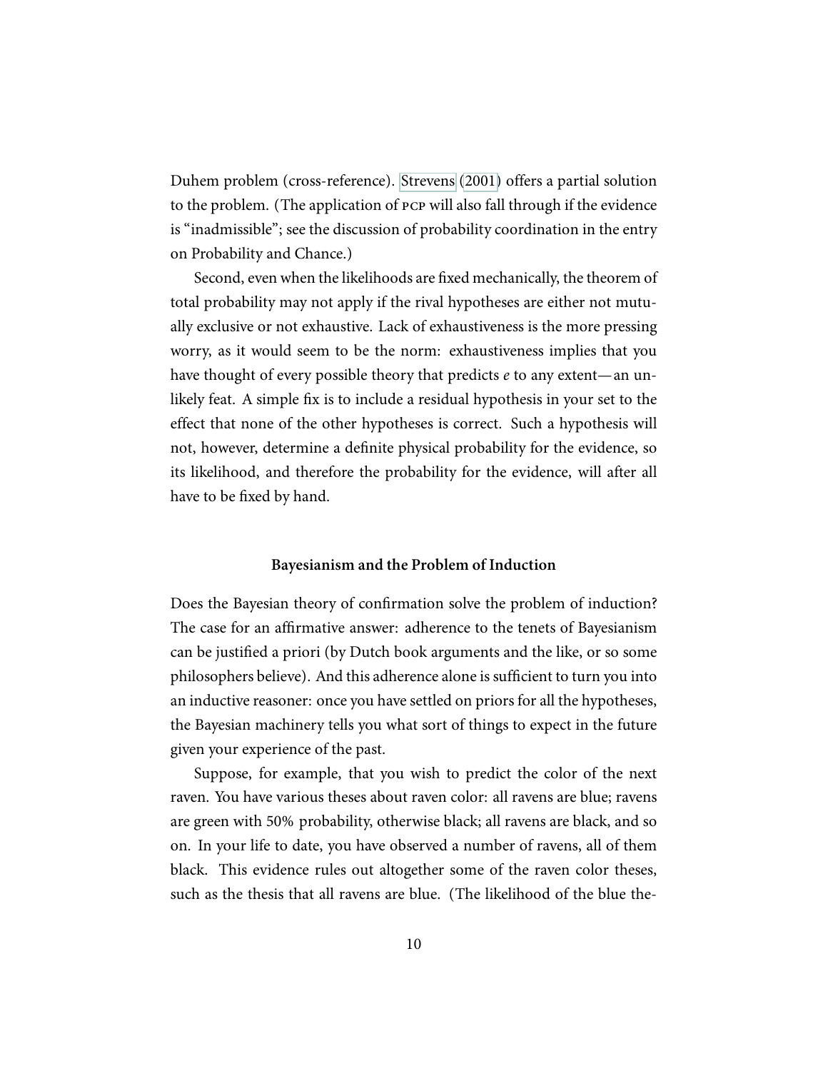Duhem problem (cross-reference). Strevens (2001) offers a partial solution to the problem. (The application of PCP will also fall through if the evidence is "inadmissible"; see the discussion of probability coordination in the entry on Probability and Chance.)

Second, even when the likelihoods are fixed mechanically, the theorem of total probability may not apply if the rival hypotheses are either not mutually exclusive or not exhaustive. Lack of exhaustiveness is the more pressing worry, as it would seem to be the norm: exhaustiveness implies that you have thought of every possible theory that predicts *e* to any extent—an unlikely feat. A simple fix is to include a residual hypothesis in your set to the effect that none of the other hypotheses is correct. Such a hypothesis will not, however, determine a definite physical probability for the evidence, so its likelihood, and therefore the probability for the evidence, will after all have to be fixed by hand.

### Bayesianism and the Problem of Induction

Does the Bayesian theory of confirmation solve the problem of induction? The case for an affirmative answer: adherence to the tenets of Bayesianism can be justified a priori (by Dutch book arguments and the like, or so some philosophers believe). And this adherence alone is sufficient to turn you into an inductive reasoner: once you have settled on priors for all the hypotheses, the Bayesian machinery tells you what sort of things to expect in the future given your experience of the past.

Suppose, for example, that you wish to predict the color of the next raven. You have various theses about raven color: all ravens are blue; ravens are green with 50% probability, otherwise black; all ravens are black, and so on. In your life to date, you have observed a number of ravens, all of them black. This evidence rules out altogether some of the raven color theses, such as the thesis that all ravens are blue. (The likelihood of the blue the-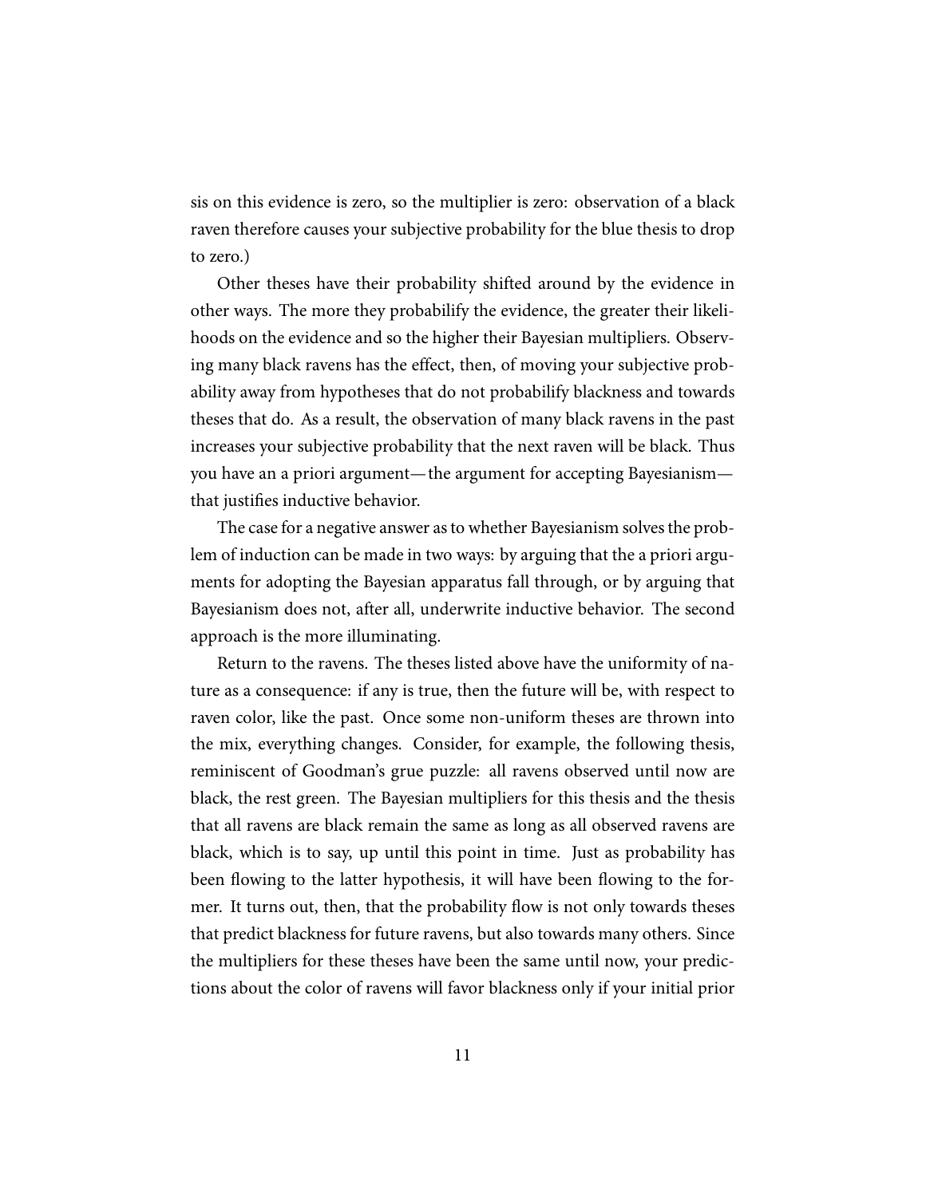sis on this evidence is zero, so the multiplier is zero: observation of a black raven therefore causes your subjective probability for the blue thesis to drop to zero.)

Other theses have their probability shifted around by the evidence in other ways. The more they probabilify the evidence, the greater their likelihoods on the evidence and so the higher their Bayesian multipliers. Observing many black ravens has the effect, then, of moving your subjective probability away from hypotheses that do not probabilify blackness and towards theses that do. As a result, the observation of many black ravens in the past increases your subjective probability that the next raven will be black. Thus you have an a priori argument—the argument for accepting Bayesianism—that justifies inductive behavior.

The case for a negative answer as to whether Bayesianism solves the problem of induction can be made in two ways: by arguing that the a priori arguments for adopting the Bayesian apparatus fall through, or by arguing that Bayesianism does not, after all, underwrite inductive behavior. The second approach is the more illuminating.

Return to the ravens. The theses listed above have the uniformity of nature as a consequence: if any is true, then the future will be, with respect to raven color, like the past. Once some non-uniform theses are thrown into the mix, everything changes. Consider, for example, the following thesis, reminiscent of Goodman's grue puzzle: all ravens observed until now are black, the rest green. The Bayesian multipliers for this thesis and the thesis that all ravens are black remain the same as long as all observed ravens are black, which is to say, up until this point in time. Just as probability has been flowing to the latter hypothesis, it will have been flowing to the former. It turns out, then, that the probability flow is not only towards theses that predict blackness for future ravens, but also towards many others. Since the multipliers for these theses have been the same until now, your predictions about the color of ravens will favor blackness only if your initial prior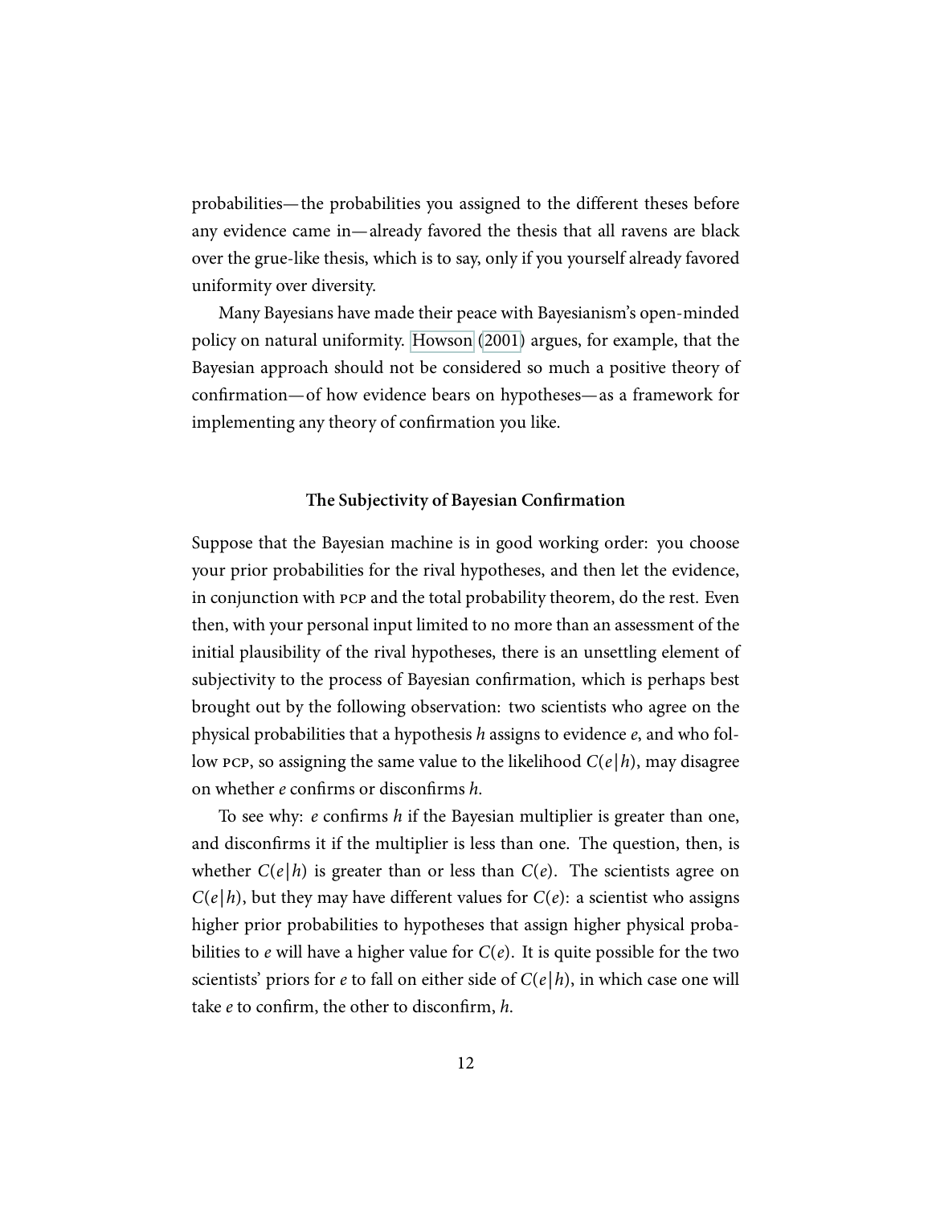probabilities—the probabilities you assigned to the different theses before any evidence came in—already favored the thesis that all ravens are black over the grue-like thesis, which is to say, only if you yourself already favored uniformity over diversity.

Many Bayesians have made their peace with Bayesianism's open-minded policy on natural uniformity. Howson (2001) argues, for example, that the Bayesian approach should not be considered so much a positive theory of confirmation—of how evidence bears on hypotheses—as a framework for implementing any theory of confirmation you like.

### The Subjectivity of Bayesian Confirmation

Suppose that the Bayesian machine is in good working order: you choose your prior probabilities for the rival hypotheses, and then let the evidence, in conjunction with PCP and the total probability theorem, do the rest. Even then, with your personal input limited to no more than an assessment of the initial plausibility of the rival hypotheses, there is an unsettling element of subjectivity to the process of Bayesian confirmation, which is perhaps best brought out by the following observation: two scientists who agree on the physical probabilities that a hypothesis $h$ assigns to evidence $e$, and who follow PCP, so assigning the same value to the likelihood $C(e|h)$, may disagree on whether $e$ confirms or disconfirms $h$.

To see why: $e$ confirms $h$ if the Bayesian multiplier is greater than one, and disconfirms it if the multiplier is less than one. The question, then, is whether $C(e|h)$ is greater than or less than $C(e)$. The scientists agree on $C(e|h)$, but they may have different values for $C(e)$: a scientist who assigns higher prior probabilities to hypotheses that assign higher physical probabilities to $e$ will have a higher value for $C(e)$. It is quite possible for the two scientists' priors for $e$ to fall on either side of $C(e|h)$, in which case one will take $e$ to confirm, the other to disconfirm, $h$.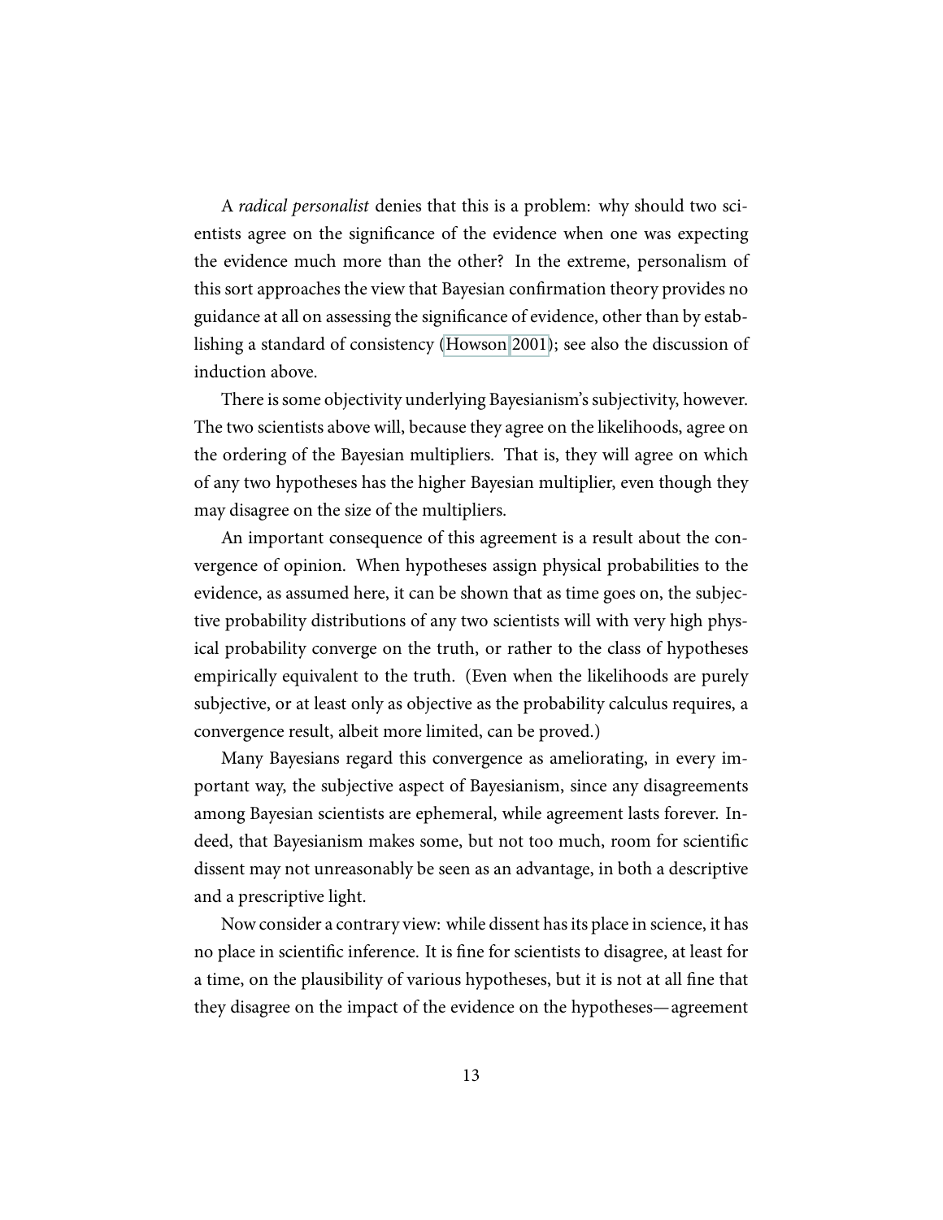A *radical personalist* denies that this is a problem: why should two scientists agree on the significance of the evidence when one was expecting the evidence much more than the other? In the extreme, personalism of this sort approaches the view that Bayesian confirmation theory provides no guidance at all on assessing the significance of evidence, other than by establishing a standard of consistency (Howson 2001); see also the discussion of induction above.

There is some objectivity underlying Bayesianism's subjectivity, however. The two scientists above will, because they agree on the likelihoods, agree on the ordering of the Bayesian multipliers. That is, they will agree on which of any two hypotheses has the higher Bayesian multiplier, even though they may disagree on the size of the multipliers.

An important consequence of this agreement is a result about the convergence of opinion. When hypotheses assign physical probabilities to the evidence, as assumed here, it can be shown that as time goes on, the subjective probability distributions of any two scientists will with very high physical probability converge on the truth, or rather to the class of hypotheses empirically equivalent to the truth. (Even when the likelihoods are purely subjective, or at least only as objective as the probability calculus requires, a convergence result, albeit more limited, can be proved.)

Many Bayesians regard this convergence as ameliorating, in every important way, the subjective aspect of Bayesianism, since any disagreements among Bayesian scientists are ephemeral, while agreement lasts forever. Indeed, that Bayesianism makes some, but not too much, room for scientific dissent may not unreasonably be seen as an advantage, in both a descriptive and a prescriptive light.

Now consider a contrary view: while dissent has its place in science, it has no place in scientific inference. It is fine for scientists to disagree, at least for a time, on the plausibility of various hypotheses, but it is not at all fine that they disagree on the impact of the evidence on the hypotheses—agreement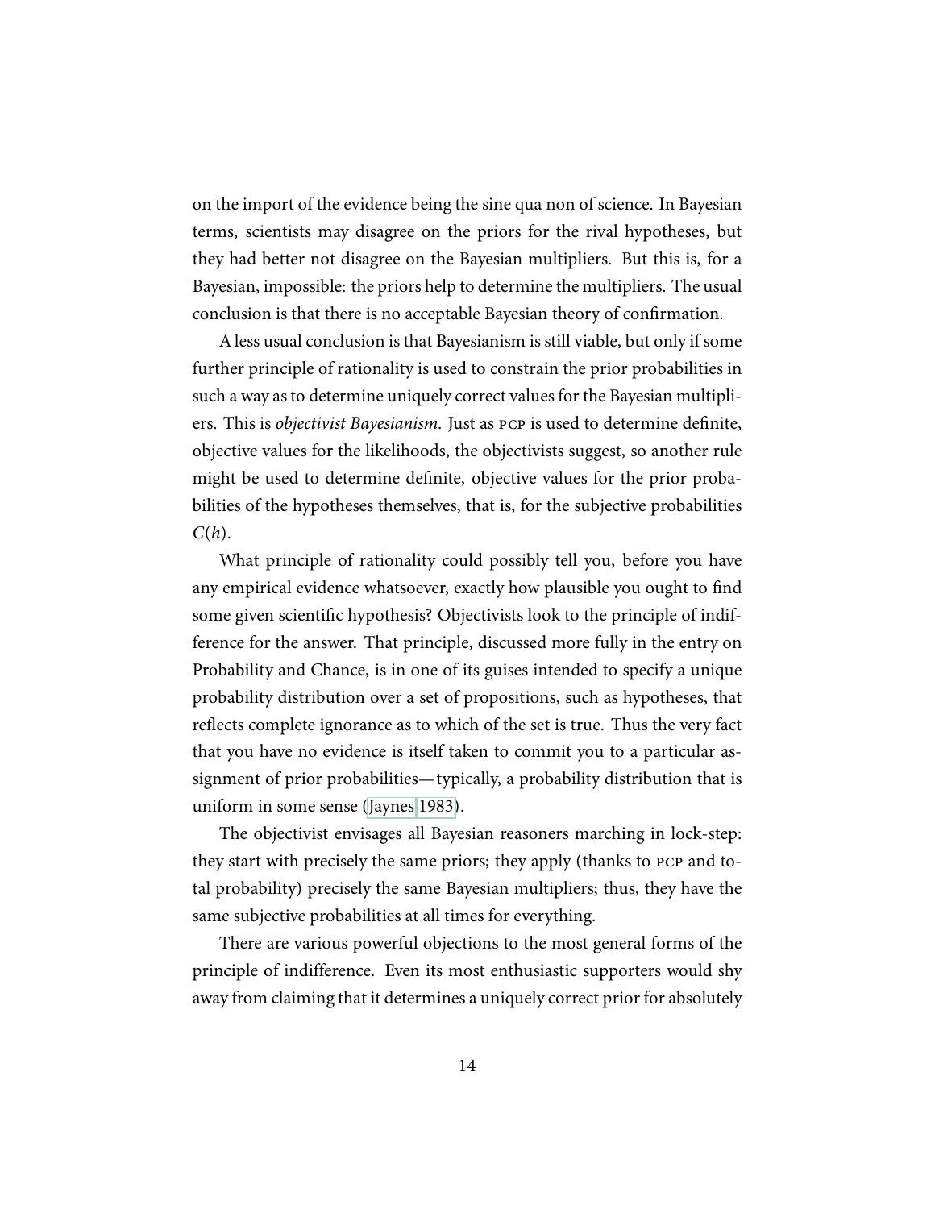on the import of the evidence being the sine qua non of science. In Bayesian terms, scientists may disagree on the priors for the rival hypotheses, but they had better not disagree on the Bayesian multipliers. But this is, for a Bayesian, impossible: the priors help to determine the multipliers. The usual conclusion is that there is no acceptable Bayesian theory of confirmation.

A less usual conclusion is that Bayesianism is still viable, but only if some further principle of rationality is used to constrain the prior probabilities in such a way as to determine uniquely correct values for the Bayesian multipliers. This is *objectivist Bayesianism*. Just as PCP is used to determine definite, objective values for the likelihoods, the objectivists suggest, so another rule might be used to determine definite, objective values for the prior probabilities of the hypotheses themselves, that is, for the subjective probabilities $C(h)$.

What principle of rationality could possibly tell you, before you have any empirical evidence whatsoever, exactly how plausible you ought to find some given scientific hypothesis? Objectivists look to the principle of indifference for the answer. That principle, discussed more fully in the entry on Probability and Chance, is in one of its guises intended to specify a unique probability distribution over a set of propositions, such as hypotheses, that reflects complete ignorance as to which of the set is true. Thus the very fact that you have no evidence is itself taken to commit you to a particular assignment of prior probabilities—typically, a probability distribution that is uniform in some sense (Jaynes 1983).

The objectivist envisages all Bayesian reasoners marching in lock-step: they start with precisely the same priors; they apply (thanks to PCP and total probability) precisely the same Bayesian multipliers; thus, they have the same subjective probabilities at all times for everything.

There are various powerful objections to the most general forms of the principle of indifference. Even its most enthusiastic supporters would shy away from claiming that it determines a uniquely correct prior for absolutely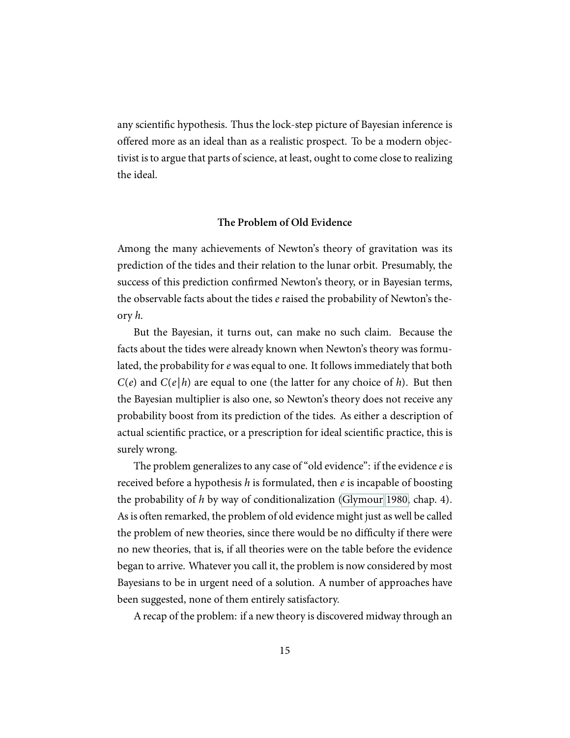any scientific hypothesis. Thus the lock-step picture of Bayesian inference is offered more as an ideal than as a realistic prospect. To be a modern objectivist is to argue that parts of science, at least, ought to come close to realizing the ideal.

### The Problem of Old Evidence

Among the many achievements of Newton's theory of gravitation was its prediction of the tides and their relation to the lunar orbit. Presumably, the success of this prediction confirmed Newton's theory, or in Bayesian terms, the observable facts about the tides $e$ raised the probability of Newton's theory $h$.

But the Bayesian, it turns out, can make no such claim. Because the facts about the tides were already known when Newton's theory was formulated, the probability for $e$ was equal to one. It follows immediately that both $C(e)$ and $C(e|h)$ are equal to one (the latter for any choice of $h$). But then the Bayesian multiplier is also one, so Newton's theory does not receive any probability boost from its prediction of the tides. As either a description of actual scientific practice, or a prescription for ideal scientific practice, this is surely wrong.

The problem generalizes to any case of "old evidence": if the evidence $e$ is received before a hypothesis $h$ is formulated, then $e$ is incapable of boosting the probability of $h$ by way of conditionalization (Glymour 1980, chap. 4). As is often remarked, the problem of old evidence might just as well be called the problem of new theories, since there would be no difficulty if there were no new theories, that is, if all theories were on the table before the evidence began to arrive. Whatever you call it, the problem is now considered by most Bayesians to be in urgent need of a solution. A number of approaches have been suggested, none of them entirely satisfactory.

A recap of the problem: if a new theory is discovered midway through an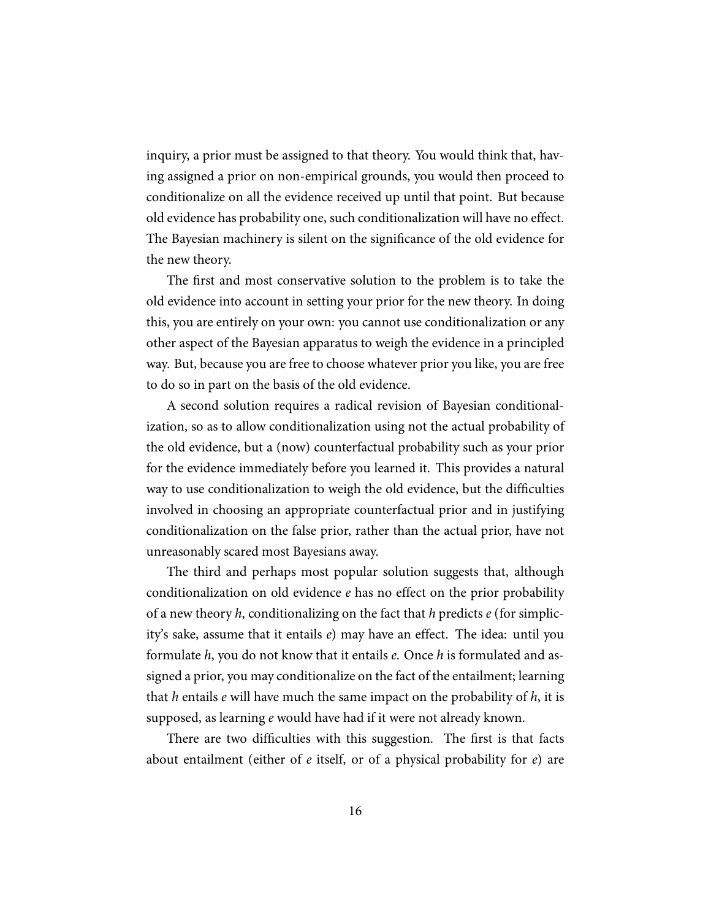inquiry, a prior must be assigned to that theory. You would think that, having assigned a prior on non-empirical grounds, you would then proceed to conditionalize on all the evidence received up until that point. But because old evidence has probability one, such conditionalization will have no effect. The Bayesian machinery is silent on the significance of the old evidence for the new theory.

The first and most conservative solution to the problem is to take the old evidence into account in setting your prior for the new theory. In doing this, you are entirely on your own: you cannot use conditionalization or any other aspect of the Bayesian apparatus to weigh the evidence in a principled way. But, because you are free to choose whatever prior you like, you are free to do so in part on the basis of the old evidence.

A second solution requires a radical revision of Bayesian conditionalization, so as to allow conditionalization using not the actual probability of the old evidence, but a (now) counterfactual probability such as your prior for the evidence immediately before you learned it. This provides a natural way to use conditionalization to weigh the old evidence, but the difficulties involved in choosing an appropriate counterfactual prior and in justifying conditionalization on the false prior, rather than the actual prior, have not unreasonably scared most Bayesians away.

The third and perhaps most popular solution suggests that, although conditionalization on old evidence $e$ has no effect on the prior probability of a new theory $h$, conditionalizing on the fact that $h$ predicts $e$ (for simplicity's sake, assume that it entails $e$) may have an effect. The idea: until you formulate $h$, you do not know that it entails $e$. Once $h$ is formulated and assigned a prior, you may conditionalize on the fact of the entailment; learning that $h$ entails $e$ will have much the same impact on the probability of $h$, it is supposed, as learning $e$ would have had if it were not already known.

There are two difficulties with this suggestion. The first is that facts about entailment (either of $e$ itself, or of a physical probability for $e$) are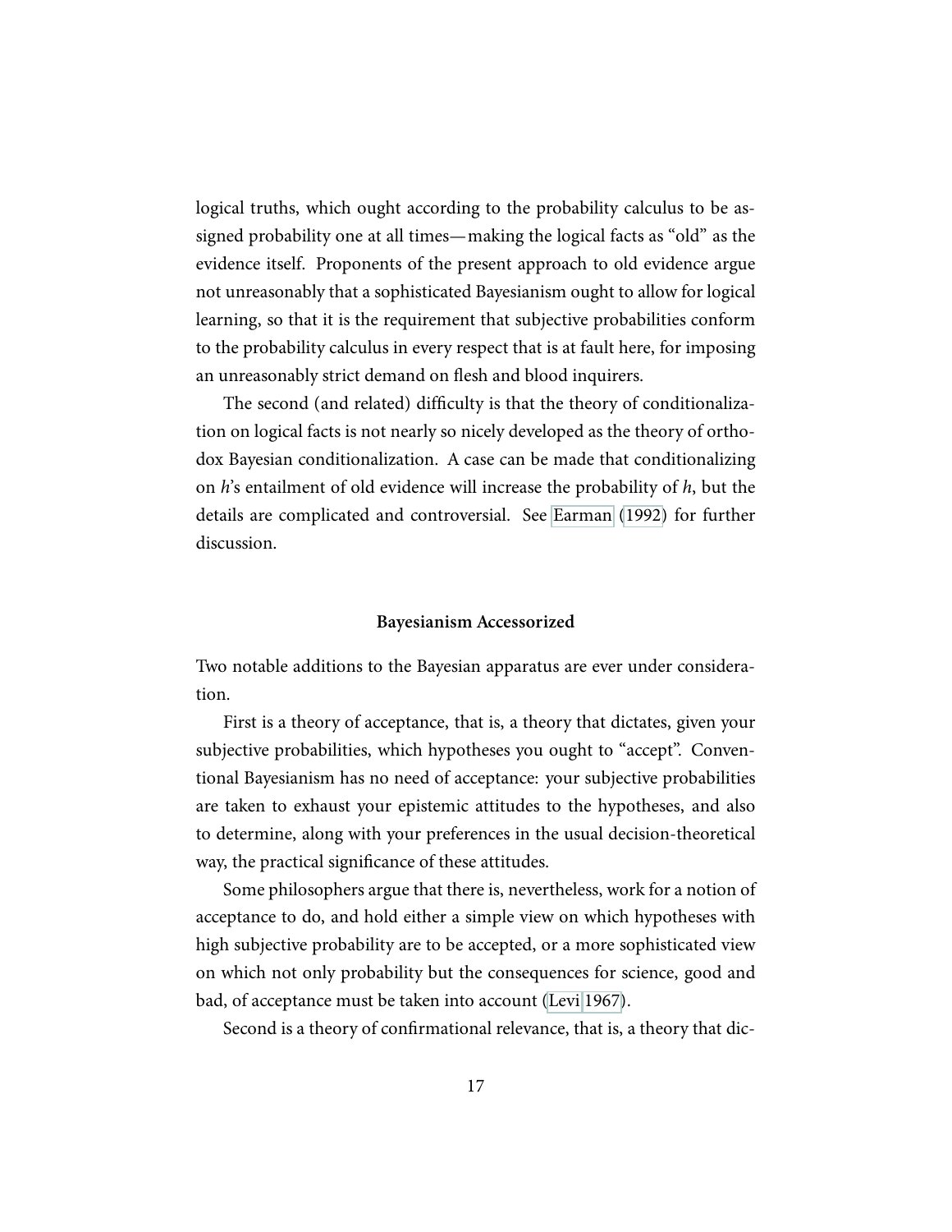logical truths, which ought according to the probability calculus to be assigned probability one at all times—making the logical facts as "old" as the evidence itself. Proponents of the present approach to old evidence argue not unreasonably that a sophisticated Bayesianism ought to allow for logical learning, so that it is the requirement that subjective probabilities conform to the probability calculus in every respect that is at fault here, for imposing an unreasonably strict demand on flesh and blood inquirers.

The second (and related) difficulty is that the theory of conditionalization on logical facts is not nearly so nicely developed as the theory of orthodox Bayesian conditionalization. A case can be made that conditionalizing on *h*'s entailment of old evidence will increase the probability of *h*, but the details are complicated and controversial. See Earman (1992) for further discussion.

### Bayesianism Accessorized

Two notable additions to the Bayesian apparatus are ever under consideration.

First is a theory of acceptance, that is, a theory that dictates, given your subjective probabilities, which hypotheses you ought to "accept". Conventional Bayesianism has no need of acceptance: your subjective probabilities are taken to exhaust your epistemic attitudes to the hypotheses, and also to determine, along with your preferences in the usual decision-theoretical way, the practical significance of these attitudes.

Some philosophers argue that there is, nevertheless, work for a notion of acceptance to do, and hold either a simple view on which hypotheses with high subjective probability are to be accepted, or a more sophisticated view on which not only probability but the consequences for science, good and bad, of acceptance must be taken into account (Levi 1967).

Second is a theory of confirmational relevance, that is, a theory that dic-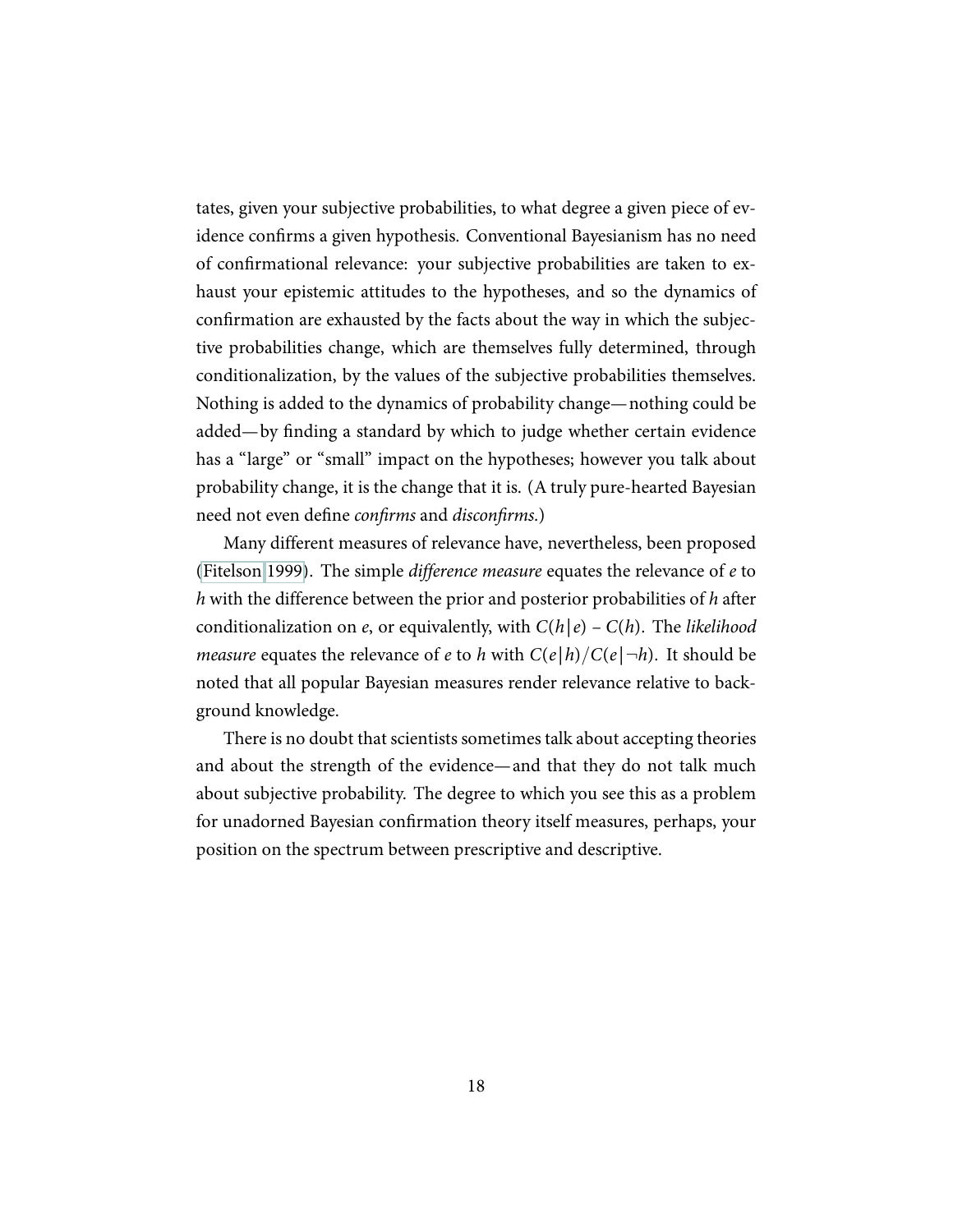tates, given your subjective probabilities, to what degree a given piece of evidence confirms a given hypothesis. Conventional Bayesianism has no need of confirmational relevance: your subjective probabilities are taken to exhaust your epistemic attitudes to the hypotheses, and so the dynamics of confirmation are exhausted by the facts about the way in which the subjective probabilities change, which are themselves fully determined, through conditionalization, by the values of the subjective probabilities themselves. Nothing is added to the dynamics of probability change—nothing could be added—by finding a standard by which to judge whether certain evidence has a "large" or "small" impact on the hypotheses; however you talk about probability change, it is the change that it is. (A truly pure-hearted Bayesian need not even define *confirms* and *disconfirms*.)

Many different measures of relevance have, nevertheless, been proposed (Fitelson 1999). The simple *difference measure* equates the relevance of $e$ to $h$ with the difference between the prior and posterior probabilities of $h$ after conditionalization on $e$, or equivalently, with $C(h|e) - C(h)$. The *likelihood measure* equates the relevance of $e$ to $h$ with $C(e|h)/C(e|\neg h)$. It should be noted that all popular Bayesian measures render relevance relative to background knowledge.

There is no doubt that scientists sometimes talk about accepting theories and about the strength of the evidence—and that they do not talk much about subjective probability. The degree to which you see this as a problem for unadorned Bayesian confirmation theory itself measures, perhaps, your position on the spectrum between prescriptive and descriptive.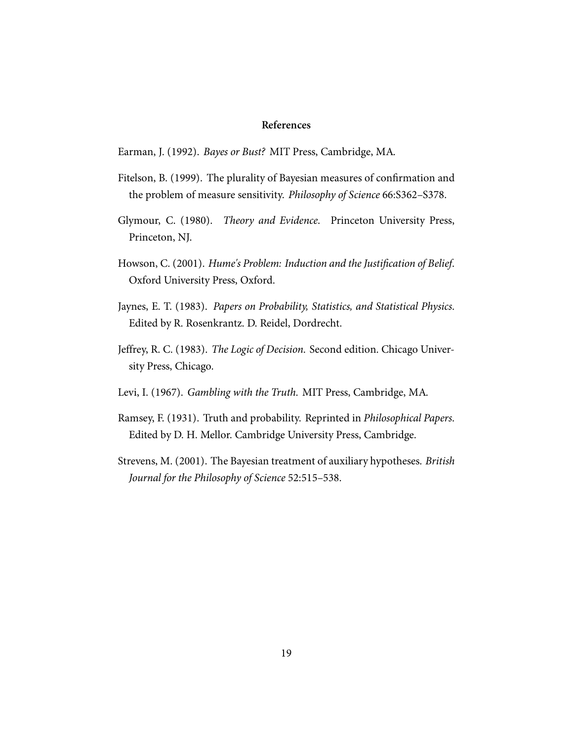## References

Earman, J. (1992). *Bayes or Bust?* MIT Press, Cambridge, MA.

Fitelson, B. (1999). The plurality of Bayesian measures of confirmation and the problem of measure sensitivity. *Philosophy of Science* 66:S362–S378.

Glymour, C. (1980). *Theory and Evidence*. Princeton University Press, Princeton, NJ.

Howson, C. (2001). *Hume's Problem: Induction and the Justification of Belief*. Oxford University Press, Oxford.

Jaynes, E. T. (1983). *Papers on Probability, Statistics, and Statistical Physics*. Edited by R. Rosenkrantz. D. Reidel, Dordrecht.

Jeffrey, R. C. (1983). *The Logic of Decision*. Second edition. Chicago University Press, Chicago.

Levi, I. (1967). *Gambling with the Truth*. MIT Press, Cambridge, MA.

Ramsey, F. (1931). Truth and probability. Reprinted in *Philosophical Papers*. Edited by D. H. Mellor. Cambridge University Press, Cambridge.

Strevens, M. (2001). The Bayesian treatment of auxiliary hypotheses. *British Journal for the Philosophy of Science* 52:515–538.